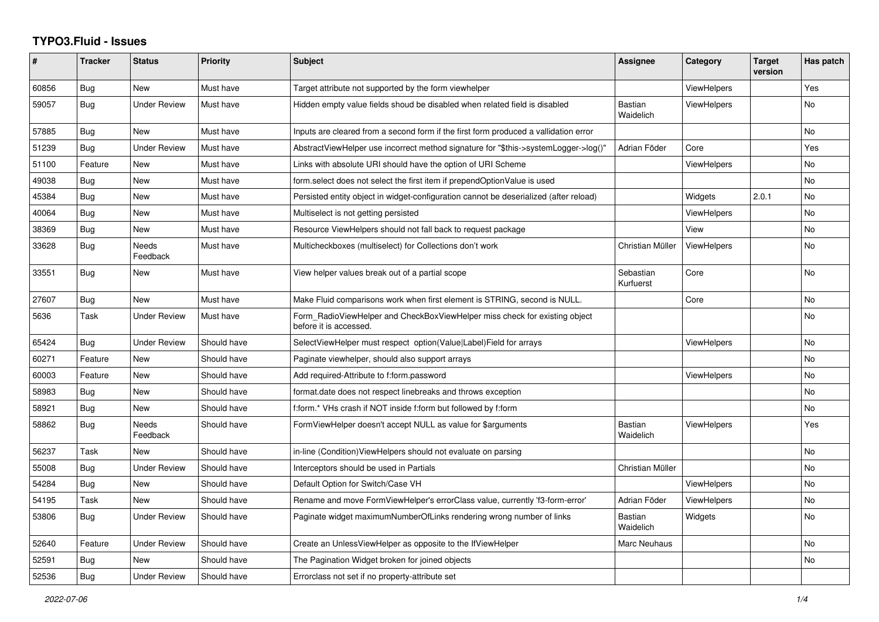# TYPO3.Fluid - Issues

| # | Tracker | Status | Priority | Subject | Assignee | Category | Target version | Has patch |
|---|---|---|---|---|---|---|---|---|
| 60856 | Bug | New | Must have | Target attribute not supported by the form viewhelper | | ViewHelpers | | Yes |
| 59057 | Bug | Under Review | Must have | Hidden empty value fields shoud be disabled when related field is disabled | Bastian Waidelich | ViewHelpers | | No |
| 57885 | Bug | New | Must have | Inputs are cleared from a second form if the first form produced a vallidation error | | | | No |
| 51239 | Bug | Under Review | Must have | AbstractViewHelper use incorrect method signature for "$this->systemLogger->log()" | Adrian Föder | Core | | Yes |
| 51100 | Feature | New | Must have | Links with absolute URI should have the option of URI Scheme | | ViewHelpers | | No |
| 49038 | Bug | New | Must have | form.select does not select the first item if prependOptionValue is used | | | | No |
| 45384 | Bug | New | Must have | Persisted entity object in widget-configuration cannot be deserialized (after reload) | | Widgets | 2.0.1 | No |
| 40064 | Bug | New | Must have | Multiselect is not getting persisted | | ViewHelpers | | No |
| 38369 | Bug | New | Must have | Resource ViewHelpers should not fall back to request package | | View | | No |
| 33628 | Bug | Needs Feedback | Must have | Multicheckboxes (multiselect) for Collections don't work | Christian Müller | ViewHelpers | | No |
| 33551 | Bug | New | Must have | View helper values break out of a partial scope | Sebastian Kurfuerst | Core | | No |
| 27607 | Bug | New | Must have | Make Fluid comparisons work when first element is STRING, second is NULL. | | Core | | No |
| 5636 | Task | Under Review | Must have | Form_RadioViewHelper and CheckBoxViewHelper miss check for existing object before it is accessed. | | | | No |
| 65424 | Bug | Under Review | Should have | SelectViewHelper must respect option(Value\|Label)Field for arrays | | ViewHelpers | | No |
| 60271 | Feature | New | Should have | Paginate viewhelper, should also support arrays | | | | No |
| 60003 | Feature | New | Should have | Add required-Attribute to f:form.password | | ViewHelpers | | No |
| 58983 | Bug | New | Should have | format.date does not respect linebreaks and throws exception | | | | No |
| 58921 | Bug | New | Should have | f:form.* VHs crash if NOT inside f:form but followed by f:form | | | | No |
| 58862 | Bug | Needs Feedback | Should have | FormViewHelper doesn't accept NULL as value for $arguments | Bastian Waidelich | ViewHelpers | | Yes |
| 56237 | Task | New | Should have | in-line (Condition)ViewHelpers should not evaluate on parsing | | | | No |
| 55008 | Bug | Under Review | Should have | Interceptors should be used in Partials | Christian Müller | | | No |
| 54284 | Bug | New | Should have | Default Option for Switch/Case VH | | ViewHelpers | | No |
| 54195 | Task | New | Should have | Rename and move FormViewHelper's errorClass value, currently 'f3-form-error' | Adrian Föder | ViewHelpers | | No |
| 53806 | Bug | Under Review | Should have | Paginate widget maximumNumberOfLinks rendering wrong number of links | Bastian Waidelich | Widgets | | No |
| 52640 | Feature | Under Review | Should have | Create an UnlessViewHelper as opposite to the IfViewHelper | Marc Neuhaus | | | No |
| 52591 | Bug | New | Should have | The Pagination Widget broken for joined objects | | | | No |
| 52536 | Bug | Under Review | Should have | Errorclass not set if no property-attribute set | | | | |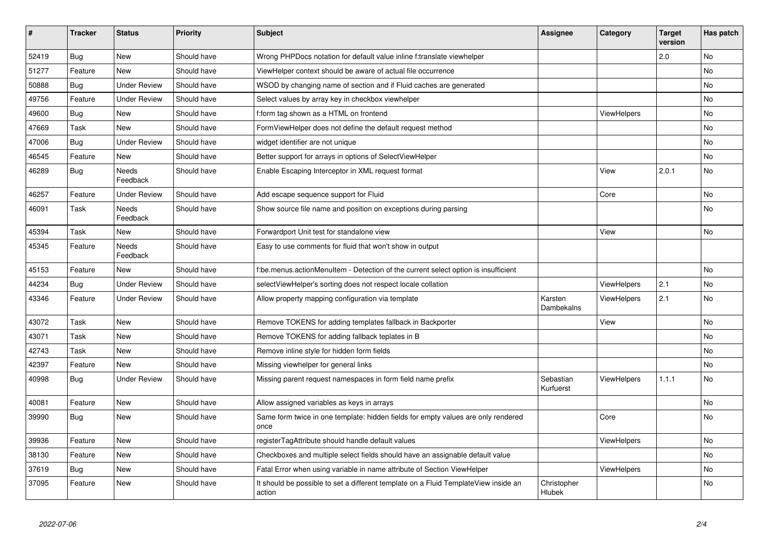| # | Tracker | Status | Priority | Subject | Assignee | Category | Target version | Has patch |
|---|---|---|---|---|---|---|---|---|
| 52419 | Bug | New | Should have | Wrong PHPDocs notation for default value inline f:translate viewhelper | | | 2.0 | No |
| 51277 | Feature | New | Should have | ViewHelper context should be aware of actual file occurrence | | | | No |
| 50888 | Bug | Under Review | Should have | WSOD by changing name of section and if Fluid caches are generated | | | | No |
| 49756 | Feature | Under Review | Should have | Select values by array key in checkbox viewhelper | | | | No |
| 49600 | Bug | New | Should have | f:form tag shown as a HTML on frontend | | ViewHelpers | | No |
| 47669 | Task | New | Should have | FormViewHelper does not define the default request method | | | | No |
| 47006 | Bug | Under Review | Should have | widget identifier are not unique | | | | No |
| 46545 | Feature | New | Should have | Better support for arrays in options of SelectViewHelper | | | | No |
| 46289 | Bug | Needs Feedback | Should have | Enable Escaping Interceptor in XML request format | | View | 2.0.1 | No |
| 46257 | Feature | Under Review | Should have | Add escape sequence support for Fluid | | Core | | No |
| 46091 | Task | Needs Feedback | Should have | Show source file name and position on exceptions during parsing | | | | No |
| 45394 | Task | New | Should have | Forwardport Unit test for standalone view | | View | | No |
| 45345 | Feature | Needs Feedback | Should have | Easy to use comments for fluid that won't show in output | | | | |
| 45153 | Feature | New | Should have | f:be.menus.actionMenuItem - Detection of the current select option is insufficient | | | | No |
| 44234 | Bug | Under Review | Should have | selectViewHelper's sorting does not respect locale collation | | ViewHelpers | 2.1 | No |
| 43346 | Feature | Under Review | Should have | Allow property mapping configuration via template | Karsten Dambekalns | ViewHelpers | 2.1 | No |
| 43072 | Task | New | Should have | Remove TOKENS for adding templates fallback in Backporter | | View | | No |
| 43071 | Task | New | Should have | Remove TOKENS for adding fallback teplates in B | | | | No |
| 42743 | Task | New | Should have | Remove inline style for hidden form fields | | | | No |
| 42397 | Feature | New | Should have | Missing viewhelper for general links | | | | No |
| 40998 | Bug | Under Review | Should have | Missing parent request namespaces in form field name prefix | Sebastian Kurfuerst | ViewHelpers | 1.1.1 | No |
| 40081 | Feature | New | Should have | Allow assigned variables as keys in arrays | | | | No |
| 39990 | Bug | New | Should have | Same form twice in one template: hidden fields for empty values are only rendered once | | Core | | No |
| 39936 | Feature | New | Should have | registerTagAttribute should handle default values | | ViewHelpers | | No |
| 38130 | Feature | New | Should have | Checkboxes and multiple select fields should have an assignable default value | | | | No |
| 37619 | Bug | New | Should have | Fatal Error when using variable in name attribute of Section ViewHelper | | ViewHelpers | | No |
| 37095 | Feature | New | Should have | It should be possible to set a different template on a Fluid TemplateView inside an action | Christopher Hlubek | | | No |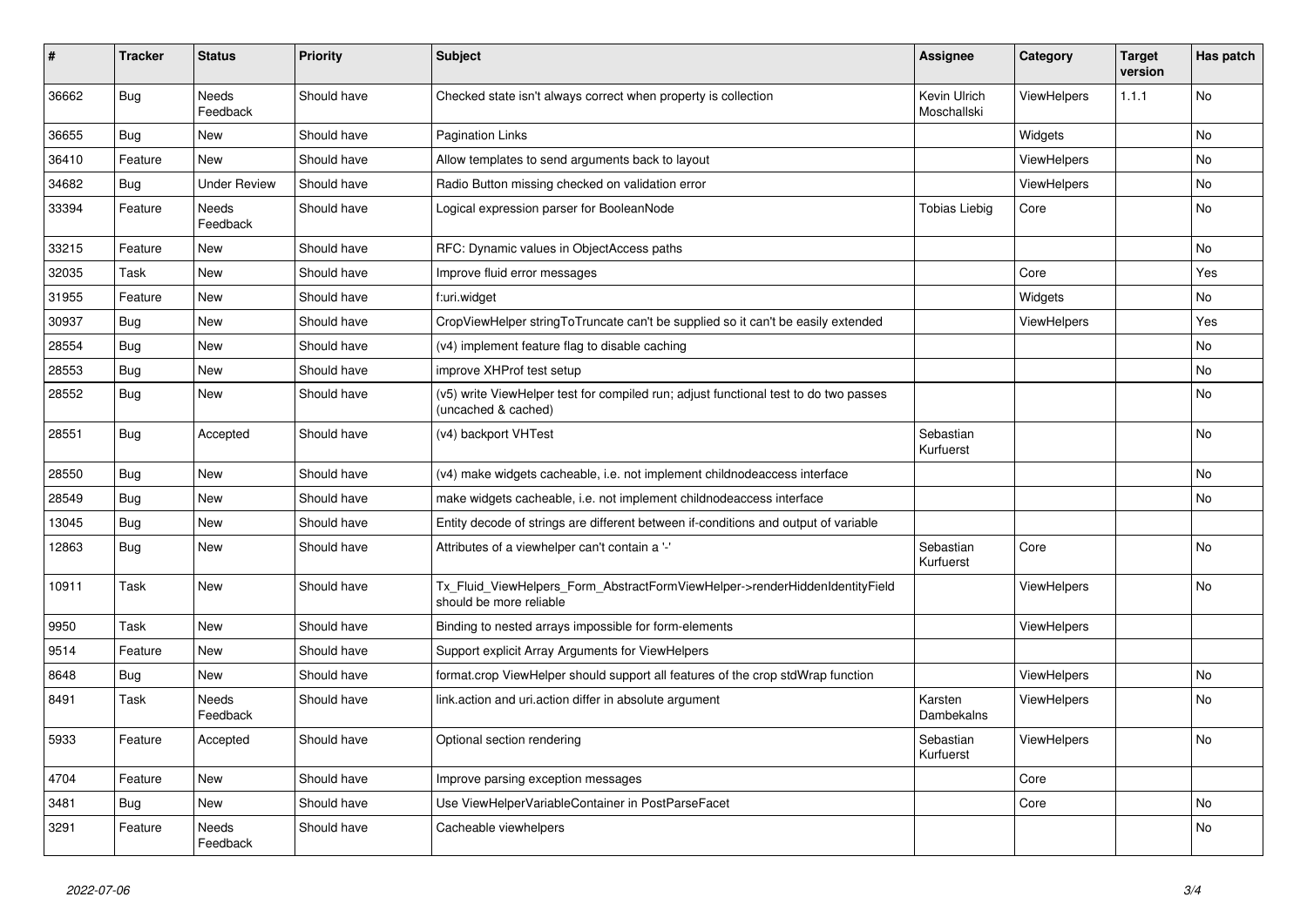| # | Tracker | Status | Priority | Subject | Assignee | Category | Target version | Has patch |
|---|---|---|---|---|---|---|---|---|
| 36662 | Bug | Needs Feedback | Should have | Checked state isn't always correct when property is collection | Kevin Ulrich Moschallski | ViewHelpers | 1.1.1 | No |
| 36655 | Bug | New | Should have | Pagination Links | | Widgets | | No |
| 36410 | Feature | New | Should have | Allow templates to send arguments back to layout | | ViewHelpers | | No |
| 34682 | Bug | Under Review | Should have | Radio Button missing checked on validation error | | ViewHelpers | | No |
| 33394 | Feature | Needs Feedback | Should have | Logical expression parser for BooleanNode | Tobias Liebig | Core | | No |
| 33215 | Feature | New | Should have | RFC: Dynamic values in ObjectAccess paths | | | | No |
| 32035 | Task | New | Should have | Improve fluid error messages | | Core | | Yes |
| 31955 | Feature | New | Should have | f:uri.widget | | Widgets | | No |
| 30937 | Bug | New | Should have | CropViewHelper stringToTruncate can't be supplied so it can't be easily extended | | ViewHelpers | | Yes |
| 28554 | Bug | New | Should have | (v4) implement feature flag to disable caching | | | | No |
| 28553 | Bug | New | Should have | improve XHProf test setup | | | | No |
| 28552 | Bug | New | Should have | (v5) write ViewHelper test for compiled run; adjust functional test to do two passes (uncached & cached) | | | | No |
| 28551 | Bug | Accepted | Should have | (v4) backport VHTest | Sebastian Kurfuerst | | | No |
| 28550 | Bug | New | Should have | (v4) make widgets cacheable, i.e. not implement childnodeaccess interface | | | | No |
| 28549 | Bug | New | Should have | make widgets cacheable, i.e. not implement childnodeaccess interface | | | | No |
| 13045 | Bug | New | Should have | Entity decode of strings are different between if-conditions and output of variable | | | | |
| 12863 | Bug | New | Should have | Attributes of a viewhelper can't contain a '-' | Sebastian Kurfuerst | Core | | No |
| 10911 | Task | New | Should have | Tx_Fluid_ViewHelpers_Form_AbstractFormViewHelper->renderHiddenIdentityField should be more reliable | | ViewHelpers | | No |
| 9950 | Task | New | Should have | Binding to nested arrays impossible for form-elements | | ViewHelpers | | |
| 9514 | Feature | New | Should have | Support explicit Array Arguments for ViewHelpers | | | | |
| 8648 | Bug | New | Should have | format.crop ViewHelper should support all features of the crop stdWrap function | | ViewHelpers | | No |
| 8491 | Task | Needs Feedback | Should have | link.action and uri.action differ in absolute argument | Karsten Dambekalns | ViewHelpers | | No |
| 5933 | Feature | Accepted | Should have | Optional section rendering | Sebastian Kurfuerst | ViewHelpers | | No |
| 4704 | Feature | New | Should have | Improve parsing exception messages | | Core | | |
| 3481 | Bug | New | Should have | Use ViewHelperVariableContainer in PostParseFacet | | Core | | No |
| 3291 | Feature | Needs Feedback | Should have | Cacheable viewhelpers | | | | No |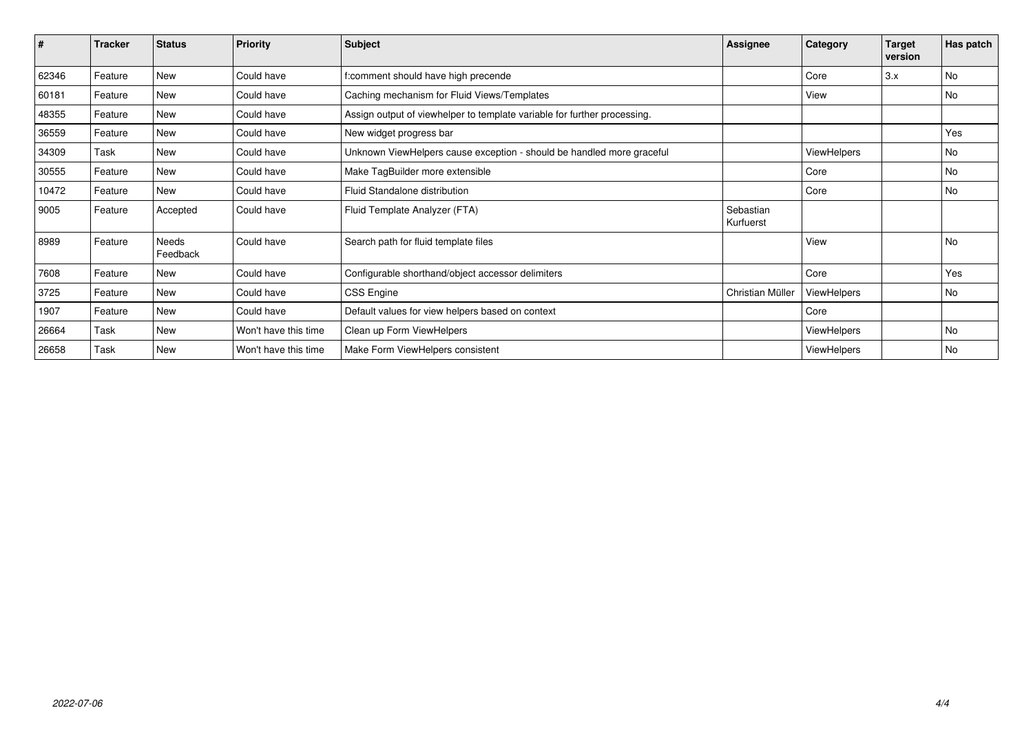| # | Tracker | Status | Priority | Subject | Assignee | Category | Target version | Has patch |
|---|---|---|---|---|---|---|---|---|
| 62346 | Feature | New | Could have | f:comment should have high precende | | Core | 3.x | No |
| 60181 | Feature | New | Could have | Caching mechanism for Fluid Views/Templates | | View | | No |
| 48355 | Feature | New | Could have | Assign output of viewhelper to template variable for further processing. | | | | |
| 36559 | Feature | New | Could have | New widget progress bar | | | | Yes |
| 34309 | Task | New | Could have | Unknown ViewHelpers cause exception - should be handled more graceful | | ViewHelpers | | No |
| 30555 | Feature | New | Could have | Make TagBuilder more extensible | | Core | | No |
| 10472 | Feature | New | Could have | Fluid Standalone distribution | | Core | | No |
| 9005 | Feature | Accepted | Could have | Fluid Template Analyzer (FTA) | Sebastian Kurfuerst | | | |
| 8989 | Feature | Needs Feedback | Could have | Search path for fluid template files | | View | | No |
| 7608 | Feature | New | Could have | Configurable shorthand/object accessor delimiters | | Core | | Yes |
| 3725 | Feature | New | Could have | CSS Engine | Christian Müller | ViewHelpers | | No |
| 1907 | Feature | New | Could have | Default values for view helpers based on context | | Core | | |
| 26664 | Task | New | Won't have this time | Clean up Form ViewHelpers | | ViewHelpers | | No |
| 26658 | Task | New | Won't have this time | Make Form ViewHelpers consistent | | ViewHelpers | | No |

*2022-07-06*